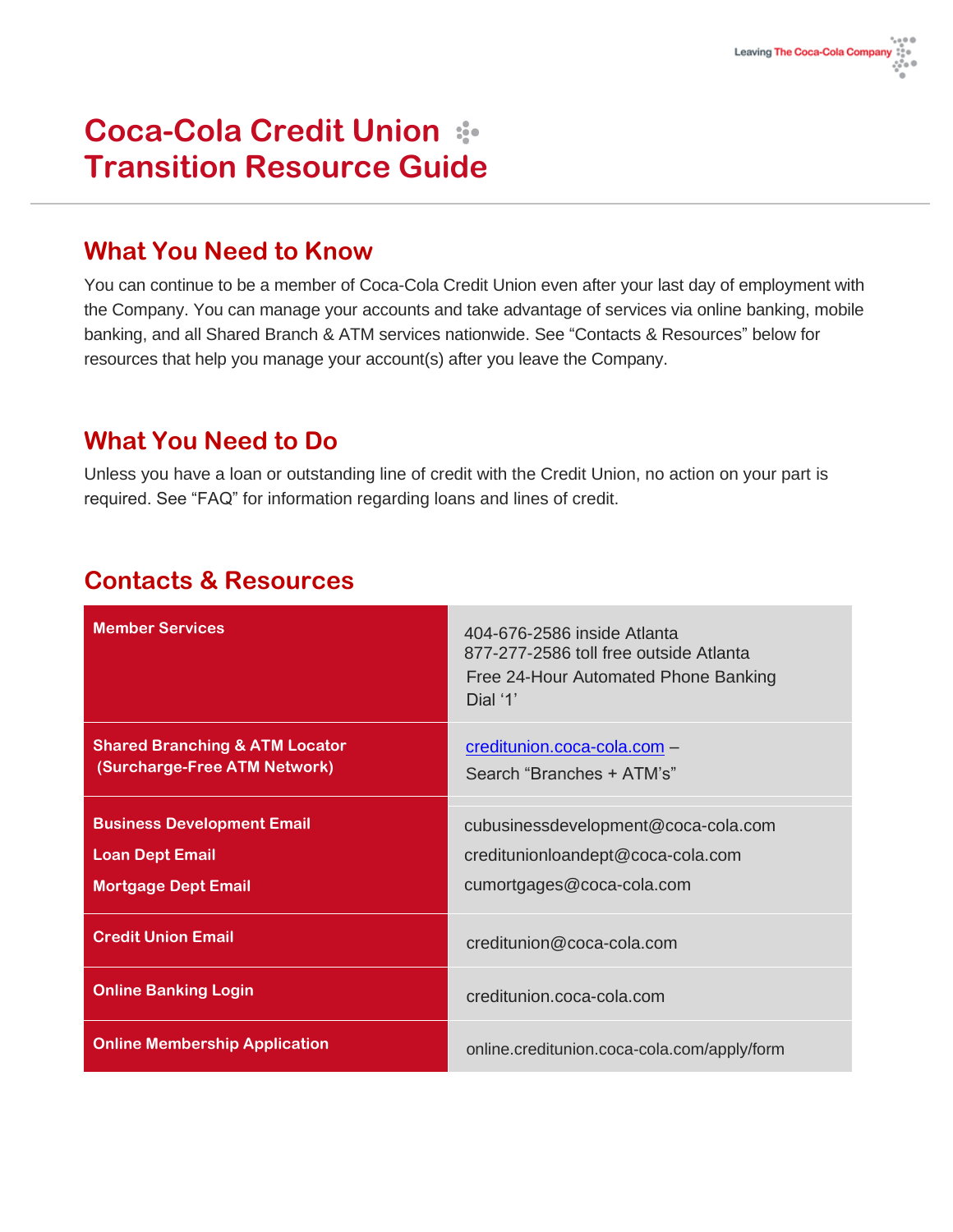# Coca-Cola Credit Union Transition Resource Guide

## What You Need to Know

You can continue to be a member of Coca-Cola Credit Union even after your last day of employment with the Company. You can manage your accounts and take advantage of services via online banking, mobile banking, and all Shared Branch & ATM services nationwide. See "Contacts & Resources" below for resources that help you manage your account(s) after you leave the Company.

## What You Need to Do

Unless you have a loan or outstanding line of credit with the Credit Union, no action on your part is required. See "FAQ" for information regarding loans and lines of credit.

## Contacts & Resources

| | |
|---|---|
| **Member Services** | 404-676-2586 inside Atlanta<br>877-277-2586 toll free outside Atlanta<br>Free 24-Hour Automated Phone Banking<br>Dial '1' |
| **Shared Branching & ATM Locator (Surcharge-Free ATM Network)** | creditunion.coca-cola.com – Search "Branches + ATM's" |
| **Business Development Email**<br>**Loan Dept Email**<br>**Mortgage Dept Email** | cubusinessdevelopment@coca-cola.com<br>creditunionloandept@coca-cola.com<br>cumortgages@coca-cola.com |
| **Credit Union Email** | creditunion@coca-cola.com |
| **Online Banking Login** | creditunion.coca-cola.com |
| **Online Membership Application** | online.creditunion.coca-cola.com/apply/form |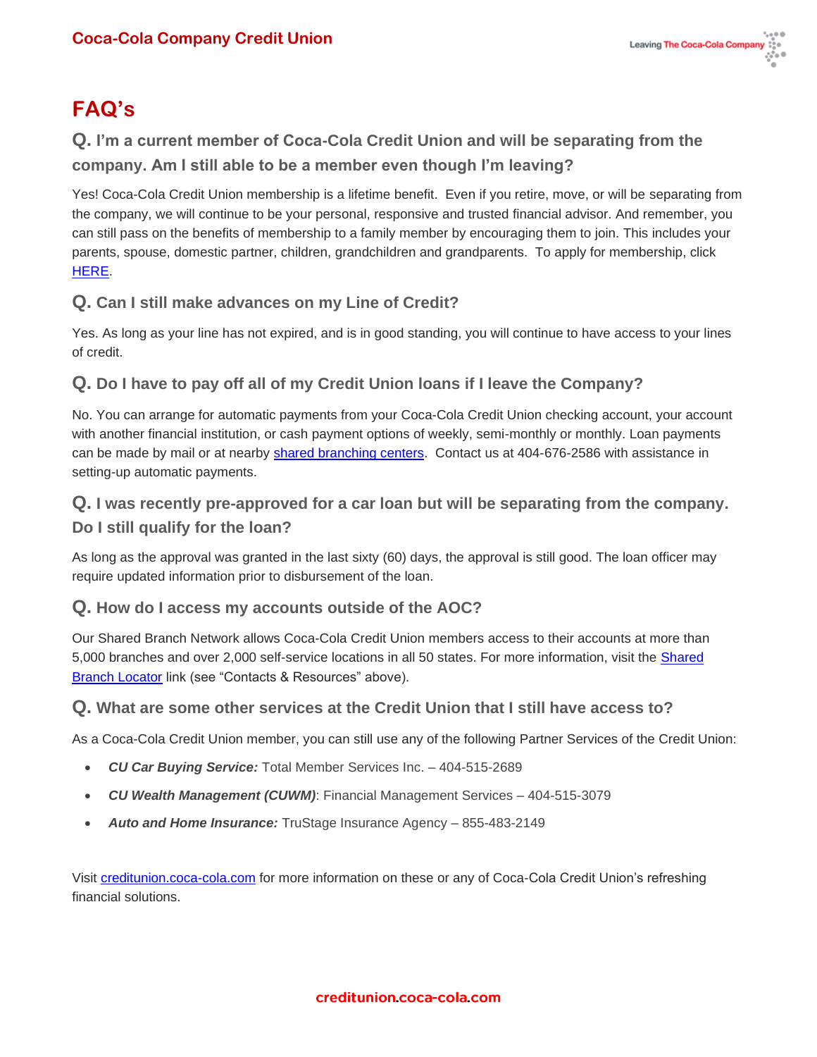# FAQ's

### Q. I'm a current member of Coca-Cola Credit Union and will be separating from the company. Am I still able to be a member even though I'm leaving?

Yes! Coca-Cola Credit Union membership is a lifetime benefit. Even if you retire, move, or will be separating from the company, we will continue to be your personal, responsive and trusted financial advisor. And remember, you can still pass on the benefits of membership to a family member by encouraging them to join. This includes your parents, spouse, domestic partner, children, grandchildren and grandparents. To apply for membership, click HERE.

### Q. Can I still make advances on my Line of Credit?

Yes. As long as your line has not expired, and is in good standing, you will continue to have access to your lines of credit.

### Q. Do I have to pay off all of my Credit Union loans if I leave the Company?

No. You can arrange for automatic payments from your Coca-Cola Credit Union checking account, your account with another financial institution, or cash payment options of weekly, semi-monthly or monthly. Loan payments can be made by mail or at nearby shared branching centers. Contact us at 404-676-2586 with assistance in setting-up automatic payments.

### Q. I was recently pre-approved for a car loan but will be separating from the company. Do I still qualify for the loan?

As long as the approval was granted in the last sixty (60) days, the approval is still good. The loan officer may require updated information prior to disbursement of the loan.

### Q. How do I access my accounts outside of the AOC?

Our Shared Branch Network allows Coca-Cola Credit Union members access to their accounts at more than 5,000 branches and over 2,000 self-service locations in all 50 states. For more information, visit the Shared Branch Locator link (see "Contacts & Resources" above).

### Q. What are some other services at the Credit Union that I still have access to?

As a Coca-Cola Credit Union member, you can still use any of the following Partner Services of the Credit Union:

- ***CU Car Buying Service:*** Total Member Services Inc. – 404-515-2689
- ***CU Wealth Management (CUWM)***: Financial Management Services – 404-515-3079
- ***Auto and Home Insurance:*** TruStage Insurance Agency – 855-483-2149

Visit creditunion.coca-cola.com for more information on these or any of Coca-Cola Credit Union's refreshing financial solutions.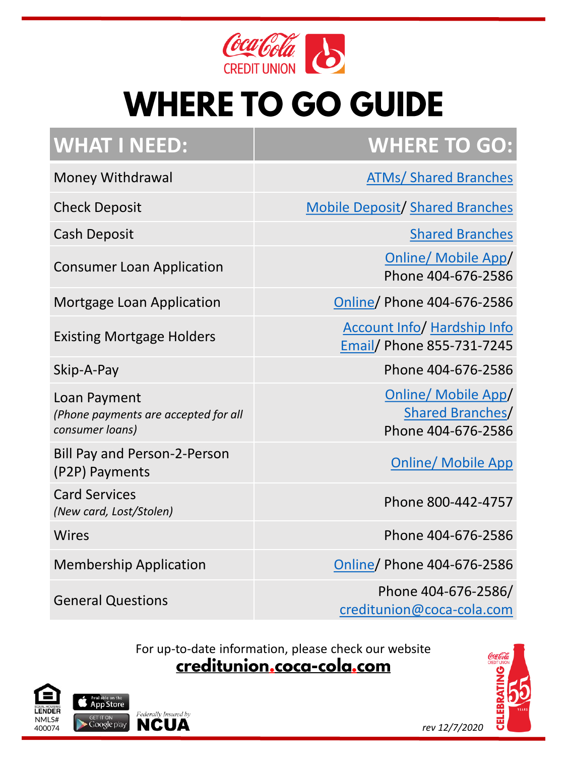Coca-Cola CREDIT UNION

# WHERE TO GO GUIDE

| WHAT I NEED: | WHERE TO GO: |
|---|---|
| Money Withdrawal | ATMs/ Shared Branches |
| Check Deposit | Mobile Deposit/ Shared Branches |
| Cash Deposit | Shared Branches |
| Consumer Loan Application | Online/ Mobile App/ Phone 404-676-2586 |
| Mortgage Loan Application | Online/ Phone 404-676-2586 |
| Existing Mortgage Holders | Account Info/ Hardship Info Email/ Phone 855-731-7245 |
| Skip-A-Pay | Phone 404-676-2586 |
| Loan Payment *(Phone payments are accepted for all consumer loans)* | Online/ Mobile App/ Shared Branches/ Phone 404-676-2586 |
| Bill Pay and Person-2-Person (P2P) Payments | Online/ Mobile App |
| Card Services *(New card, Lost/Stolen)* | Phone 800-442-4757 |
| Wires | Phone 404-676-2586 |
| Membership Application | Online/ Phone 404-676-2586 |
| General Questions | Phone 404-676-2586/ creditunion@coca-cola.com |

For up-to-date information, please check our website
**creditunion.coca-cola.com**

EQUAL HOUSING LENDER NMLS# 400074

Available on the App Store

GET IT ON Google play

Federally Insured by NCUA

CELEBRATING 55 YEARS

*rev 12/7/2020*